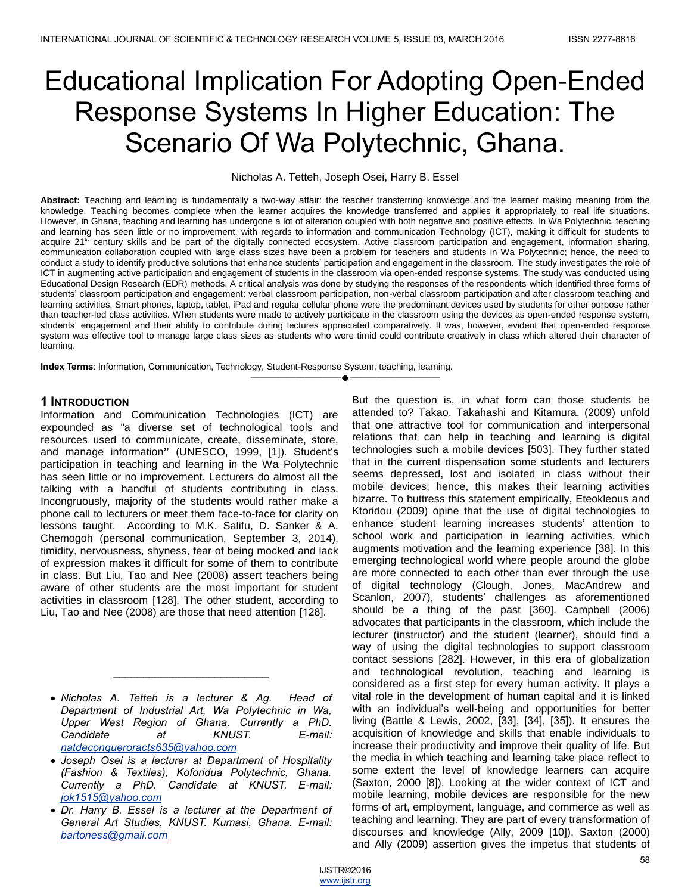# Educational Implication For Adopting Open-Ended Response Systems In Higher Education: The Scenario Of Wa Polytechnic, Ghana.

Nicholas A. Tetteh, Joseph Osei, Harry B. Essel

**Abstract:** Teaching and learning is fundamentally a two-way affair: the teacher transferring knowledge and the learner making meaning from the knowledge. Teaching becomes complete when the learner acquires the knowledge transferred and applies it appropriately to real life situations. However, in Ghana, teaching and learning has undergone a lot of alteration coupled with both negative and positive effects. In Wa Polytechnic, teaching and learning has seen little or no improvement, with regards to information and communication Technology (ICT), making it difficult for students to acquire 21[st] century skills and be part of the digitally connected ecosystem. Active classroom participation and engagement, information sharing, communication collaboration coupled with large class sizes have been a problem for teachers and students in Wa Polytechnic; hence, the need to conduct a study to identify productive solutions that enhance students' participation and engagement in the classroom. The study investigates the role of ICT in augmenting active participation and engagement of students in the classroom via open-ended response systems. The study was conducted using Educational Design Research (EDR) methods. A critical analysis was done by studying the responses of the respondents which identified three forms of students' classroom participation and engagement: verbal classroom participation, non-verbal classroom participation and after classroom teaching and learning activities. Smart phones, laptop, tablet, iPad and regular cellular phone were the predominant devices used by students for other purpose rather than teacher-led class activities. When students were made to actively participate in the classroom using the devices as open-ended response system, students' engagement and their ability to contribute during lectures appreciated comparatively. It was, however, evident that open-ended response system was effective tool to manage large class sizes as students who were timid could contribute creatively in class which altered their character of learning.

**Index Terms**: Information, Communication, Technology, Student-Response System, teaching, learning.

---

## 1 Introduction

Information and Communication Technologies (ICT) are expounded as "a diverse set of technological tools and resources used to communicate, create, disseminate, store, and manage information**"** (UNESCO, 1999, [1]). Student's participation in teaching and learning in the Wa Polytechnic has seen little or no improvement. Lecturers do almost all the talking with a handful of students contributing in class. Incongruously, majority of the students would rather make a phone call to lecturers or meet them face-to-face for clarity on lessons taught. According to M.K. Salifu, D. Sanker & A. Chemogoh (personal communication, September 3, 2014), timidity, nervousness, shyness, fear of being mocked and lack of expression makes it difficult for some of them to contribute in class. But Liu, Tao and Nee (2008) assert teachers being aware of other students are the most important for student activities in classroom [128]. The other student, according to Liu, Tao and Nee (2008) are those that need attention [128]. But the question is, in what form can those students be attended to? Takao, Takahashi and Kitamura, (2009) unfold that one attractive tool for communication and interpersonal relations that can help in teaching and learning is digital technologies such a mobile devices [503]. They further stated that in the current dispensation some students and lecturers seems depressed, lost and isolated in class without their mobile devices; hence, this makes their learning activities bizarre. To buttress this statement empirically, Eteokleous and Ktoridou (2009) opine that the use of digital technologies to enhance student learning increases students' attention to school work and participation in learning activities, which augments motivation and the learning experience [38]. In this emerging technological world where people around the globe are more connected to each other than ever through the use of digital technology (Clough, Jones, MacAndrew and Scanlon, 2007), students' challenges as aforementioned should be a thing of the past [360]. Campbell (2006) advocates that participants in the classroom, which include the lecturer (instructor) and the student (learner), should find a way of using the digital technologies to support classroom contact sessions [282]. However, in this era of globalization and technological revolution, teaching and learning is considered as a first step for every human activity. It plays a vital role in the development of human capital and it is linked with an individual's well-being and opportunities for better living (Battle & Lewis, 2002, [33], [34], [35]). It ensures the acquisition of knowledge and skills that enable individuals to increase their productivity and improve their quality of life. But the media in which teaching and learning take place reflect to some extent the level of knowledge learners can acquire (Saxton, 2000 [8]). Looking at the wider context of ICT and mobile learning, mobile devices are responsible for the new forms of art, employment, language, and commerce as well as teaching and learning. They are part of every transformation of discourses and knowledge (Ally, 2009 [10]). Saxton (2000) and Ally (2009) assertion gives the impetus that students of

---

- *Nicholas A. Tetteh is a lecturer & Ag. Head of Department of Industrial Art, Wa Polytechnic in Wa, Upper West Region of Ghana. Currently a PhD. Candidate at KNUST. E-mail: natdeconqueroracts635@yahoo.com*
- *Joseph Osei is a lecturer at Department of Hospitality (Fashion & Textiles), Koforidua Polytechnic, Ghana. Currently a PhD. Candidate at KNUST. E-mail: jok1515@yahoo.com*
- *Dr. Harry B. Essel is a lecturer at the Department of General Art Studies, KNUST. Kumasi, Ghana. E-mail: bartoness@gmail.com*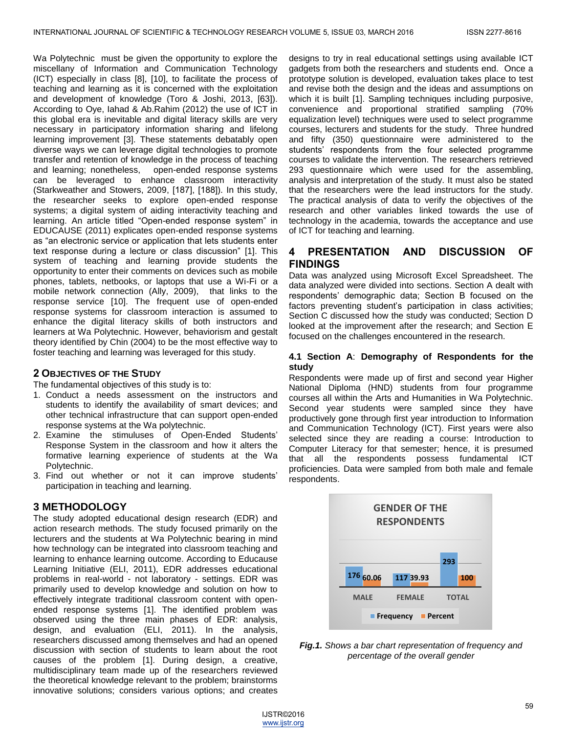Wa Polytechnic must be given the opportunity to explore the miscellany of Information and Communication Technology (ICT) especially in class [8], [10], to facilitate the process of teaching and learning as it is concerned with the exploitation and development of knowledge (Toro & Joshi, 2013, [63]). According to Oye, Iahad & Ab.Rahim (2012) the use of ICT in this global era is inevitable and digital literacy skills are very necessary in participatory information sharing and lifelong learning improvement [3]. These statements debatably open diverse ways we can leverage digital technologies to promote transfer and retention of knowledge in the process of teaching and learning; nonetheless, open-ended response systems can be leveraged to enhance classroom interactivity (Starkweather and Stowers, 2009, [187], [188]). In this study, the researcher seeks to explore open-ended response systems; a digital system of aiding interactivity teaching and learning. An article titled "Open-ended response system" in EDUCAUSE (2011) explicates open-ended response systems as "an electronic service or application that lets students enter text response during a lecture or class discussion" [1]. This system of teaching and learning provide students the opportunity to enter their comments on devices such as mobile phones, tablets, netbooks, or laptops that use a Wi-Fi or a mobile network connection (Ally, 2009), that links to the response service [10]. The frequent use of open-ended response systems for classroom interaction is assumed to enhance the digital literacy skills of both instructors and learners at Wa Polytechnic. However, behaviorism and gestalt theory identified by Chin (2004) to be the most effective way to foster teaching and learning was leveraged for this study.

## 2 Objectives of the Study

The fundamental objectives of this study is to:

1. Conduct a needs assessment on the instructors and students to identify the availability of smart devices; and other technical infrastructure that can support open-ended response systems at the Wa polytechnic.
2. Examine the stimuluses of Open-Ended Students' Response System in the classroom and how it alters the formative learning experience of students at the Wa Polytechnic.
3. Find out whether or not it can improve students' participation in teaching and learning.

## 3 Methodology

The study adopted educational design research (EDR) and action research methods. The study focused primarily on the lecturers and the students at Wa Polytechnic bearing in mind how technology can be integrated into classroom teaching and learning to enhance learning outcome. According to Educause Learning Initiative (ELI, 2011), EDR addresses educational problems in real-world - not laboratory - settings. EDR was primarily used to develop knowledge and solution on how to effectively integrate traditional classroom content with open-ended response systems [1]. The identified problem was observed using the three main phases of EDR: analysis, design, and evaluation (ELI, 2011). In the analysis, researchers discussed among themselves and had an opened discussion with section of students to learn about the root causes of the problem [1]. During design, a creative, multidisciplinary team made up of the researchers reviewed the theoretical knowledge relevant to the problem; brainstorms innovative solutions; considers various options; and creates designs to try in real educational settings using available ICT gadgets from both the researchers and students end. Once a prototype solution is developed, evaluation takes place to test and revise both the design and the ideas and assumptions on which it is built [1]. Sampling techniques including purposive, convenience and proportional stratified sampling (70% equalization level) techniques were used to select programme courses, lecturers and students for the study. Three hundred and fifty (350) questionnaire were administered to the students' respondents from the four selected programme courses to validate the intervention. The researchers retrieved 293 questionnaire which were used for the assembling, analysis and interpretation of the study. It must also be stated that the researchers were the lead instructors for the study. The practical analysis of data to verify the objectives of the research and other variables linked towards the use of technology in the academia, towards the acceptance and use of ICT for teaching and learning.

## 4 Presentation and Discussion of Findings

Data was analyzed using Microsoft Excel Spreadsheet. The data analyzed were divided into sections. Section A dealt with respondents' demographic data; Section B focused on the factors preventing student's participation in class activities; Section C discussed how the study was conducted; Section D looked at the improvement after the research; and Section E focused on the challenges encountered in the research.

### 4.1 Section A: Demography of Respondents for the study

Respondents were made up of first and second year Higher National Diploma (HND) students from four programme courses all within the Arts and Humanities in Wa Polytechnic. Second year students were sampled since they have productively gone through first year introduction to Information and Communication Technology (ICT). First years were also selected since they are reading a course: Introduction to Computer Literacy for that semester; hence, it is presumed that all the respondents possess fundamental ICT proficiencies. Data were sampled from both male and female respondents.

**GENDER OF THE RESPONDENTS**

| | MALE | FEMALE | TOTAL |
|---|---|---|---|
| Frequency | 176 | 117 | 293 |
| Percent | 60.06 | 39.93 | 100 |

***Fig.1.*** *Shows a bar chart representation of frequency and percentage of the overall gender*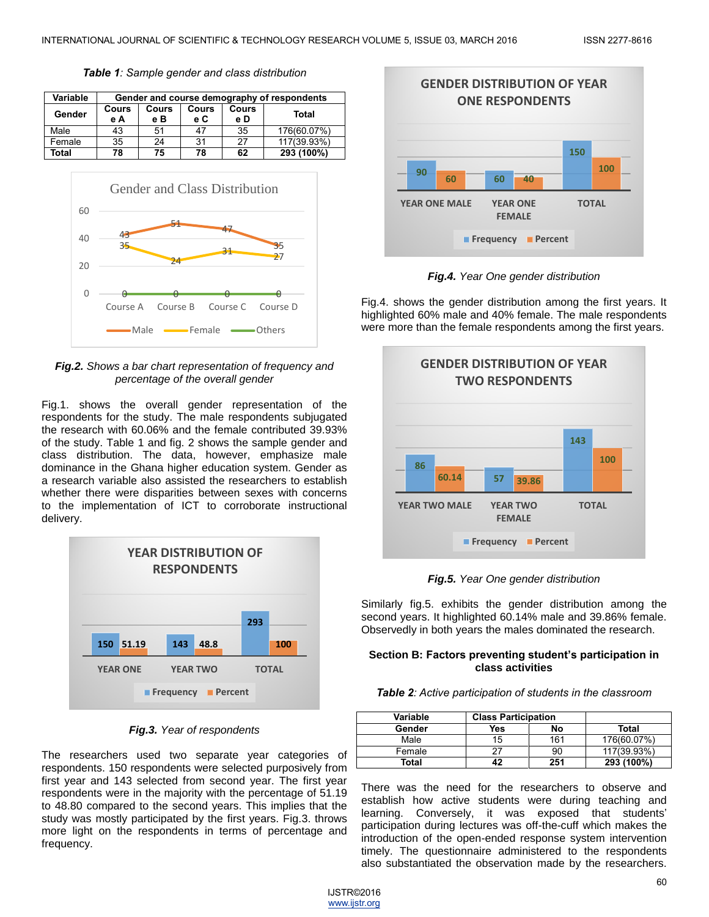***Table 1**: Sample gender and class distribution*

| Variable | Gender and course demography of respondents | | | | |
|---|---|---|---|---|---|
| Gender | Course A | Course B | Course C | Course D | Total |
| Male | 43 | 51 | 47 | 35 | 176(60.07%) |
| Female | 35 | 24 | 31 | 27 | 117(39.93%) |
| **Total** | **78** | **75** | **78** | **62** | **293 (100%)** |

***Fig.2.** Shows a bar chart representation of frequency and percentage of the overall gender*

Fig.1. shows the overall gender representation of the respondents for the study. The male respondents subjugated the research with 60.06% and the female contributed 39.93% of the study. Table 1 and fig. 2 shows the sample gender and class distribution. The data, however, emphasize male dominance in the Ghana higher education system. Gender as a research variable also assisted the researchers to establish whether there were disparities between sexes with concerns to the implementation of ICT to corroborate instructional delivery.

***Fig.3.** Year of respondents*

The researchers used two separate year categories of respondents. 150 respondents were selected purposively from first year and 143 selected from second year. The first year respondents were in the majority with the percentage of 51.19 to 48.80 compared to the second years. This implies that the study was mostly participated by the first years. Fig.3. throws more light on the respondents in terms of percentage and frequency.

***Fig.4.** Year One gender distribution*

Fig.4. shows the gender distribution among the first years. It highlighted 60% male and 40% female. The male respondents were more than the female respondents among the first years.

***Fig.5.** Year One gender distribution*

Similarly fig.5. exhibits the gender distribution among the second years. It highlighted 60.14% male and 39.86% female. Observedly in both years the males dominated the research.

### Section B: Factors preventing student's participation in class activities

***Table 2**: Active participation of students in the classroom*

| Variable | Class Participation | | |
|---|---|---|---|
| Gender | Yes | No | Total |
| Male | 15 | 161 | 176(60.07%) |
| Female | 27 | 90 | 117(39.93%) |
| **Total** | **42** | **251** | **293 (100%)** |

There was the need for the researchers to observe and establish how active students were during teaching and learning. Conversely, it was exposed that students' participation during lectures was off-the-cuff which makes the introduction of the open-ended response system intervention timely. The questionnaire administered to the respondents also substantiated the observation made by the researchers.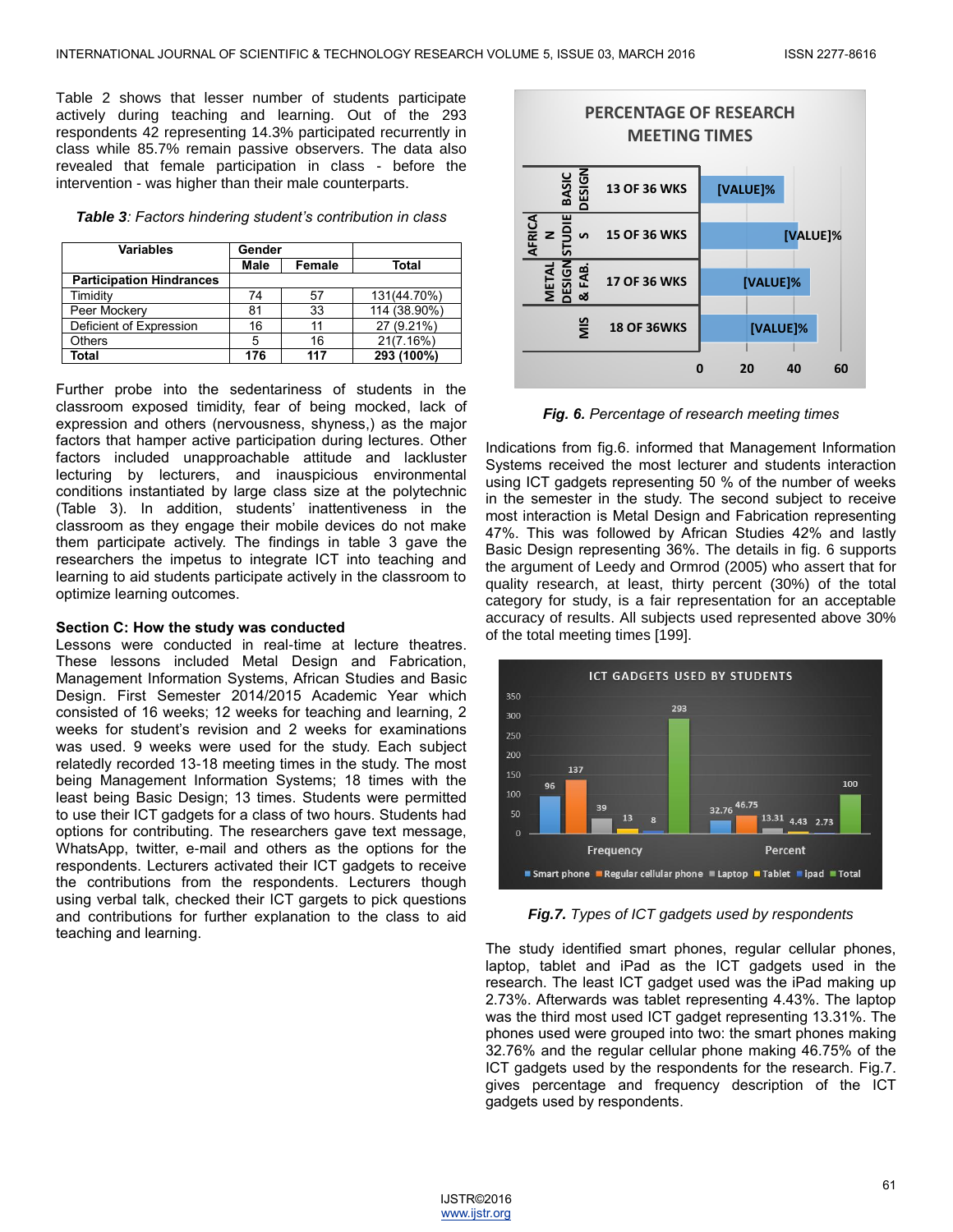Table 2 shows that lesser number of students participate actively during teaching and learning. Out of the 293 respondents 42 representing 14.3% participated recurrently in class while 85.7% remain passive observers. The data also revealed that female participation in class - before the intervention - was higher than their male counterparts.

***Table 3**: Factors hindering student's contribution in class*

| Variables | Gender | | |
|---|---|---|---|
| | Male | Female | Total |
| **Participation Hindrances** | | | |
| Timidity | 74 | 57 | 131(44.70%) |
| Peer Mockery | 81 | 33 | 114 (38.90%) |
| Deficient of Expression | 16 | 11 | 27 (9.21%) |
| Others | 5 | 16 | 21(7.16%) |
| **Total** | **176** | **117** | **293 (100%)** |

Further probe into the sedentariness of students in the classroom exposed timidity, fear of being mocked, lack of expression and others (nervousness, shyness,) as the major factors that hamper active participation during lectures. Other factors included unapproachable attitude and lackluster lecturing by lecturers, and inauspicious environmental conditions instantiated by large class size at the polytechnic (Table 3). In addition, students' inattentiveness in the classroom as they engage their mobile devices do not make them participate actively. The findings in table 3 gave the researchers the impetus to integrate ICT into teaching and learning to aid students participate actively in the classroom to optimize learning outcomes.

### Section C: How the study was conducted

Lessons were conducted in real-time at lecture theatres. These lessons included Metal Design and Fabrication, Management Information Systems, African Studies and Basic Design. First Semester 2014/2015 Academic Year which consisted of 16 weeks; 12 weeks for teaching and learning, 2 weeks for student's revision and 2 weeks for examinations was used. 9 weeks were used for the study. Each subject relatedly recorded 13-18 meeting times in the study. The most being Management Information Systems; 18 times with the least being Basic Design; 13 times. Students were permitted to use their ICT gadgets for a class of two hours. Students had options for contributing. The researchers gave text message, WhatsApp, twitter, e-mail and others as the options for the respondents. Lecturers activated their ICT gadgets to receive the contributions from the respondents. Lecturers though using verbal talk, checked their ICT gargets to pick questions and contributions for further explanation to the class to aid teaching and learning.

PERCENTAGE OF RESEARCH MEETING TIMES

| Subject | Meeting times | Percentage |
|---|---|---|
| BASIC DESIGN | 13 OF 36 WKS | [VALUE]% |
| AFRICAN STUDIES | 15 OF 36 WKS | [VALUE]% |
| METAL DESIGN & FAB. | 17 OF 36 WKS | [VALUE]% |
| MIS | 18 OF 36WKS | [VALUE]% |

***Fig. 6.** Percentage of research meeting times*

Indications from fig.6. informed that Management Information Systems received the most lecturer and students interaction using ICT gadgets representing 50 % of the number of weeks in the semester in the study. The second subject to receive most interaction is Metal Design and Fabrication representing 47%. This was followed by African Studies 42% and lastly Basic Design representing 36%. The details in fig. 6 supports the argument of Leedy and Ormrod (2005) who assert that for quality research, at least, thirty percent (30%) of the total category for study, is a fair representation for an acceptable accuracy of results. All subjects used represented above 30% of the total meeting times [199].

ICT GADGETS USED BY STUDENTS

| | Smart phone | Regular cellular phone | Laptop | Tablet | ipad | Total |
|---|---|---|---|---|---|---|
| Frequency | 96 | 137 | 39 | 13 | 8 | 293 |
| Percent | 32.76 | 46.75 | 13.31 | 4.43 | 2.73 | 100 |

***Fig.7.** Types of ICT gadgets used by respondents*

The study identified smart phones, regular cellular phones, laptop, tablet and iPad as the ICT gadgets used in the research. The least ICT gadget used was the iPad making up 2.73%. Afterwards was tablet representing 4.43%. The laptop was the third most used ICT gadget representing 13.31%. The phones used were grouped into two: the smart phones making 32.76% and the regular cellular phone making 46.75% of the ICT gadgets used by the respondents for the research. Fig.7. gives percentage and frequency description of the ICT gadgets used by respondents.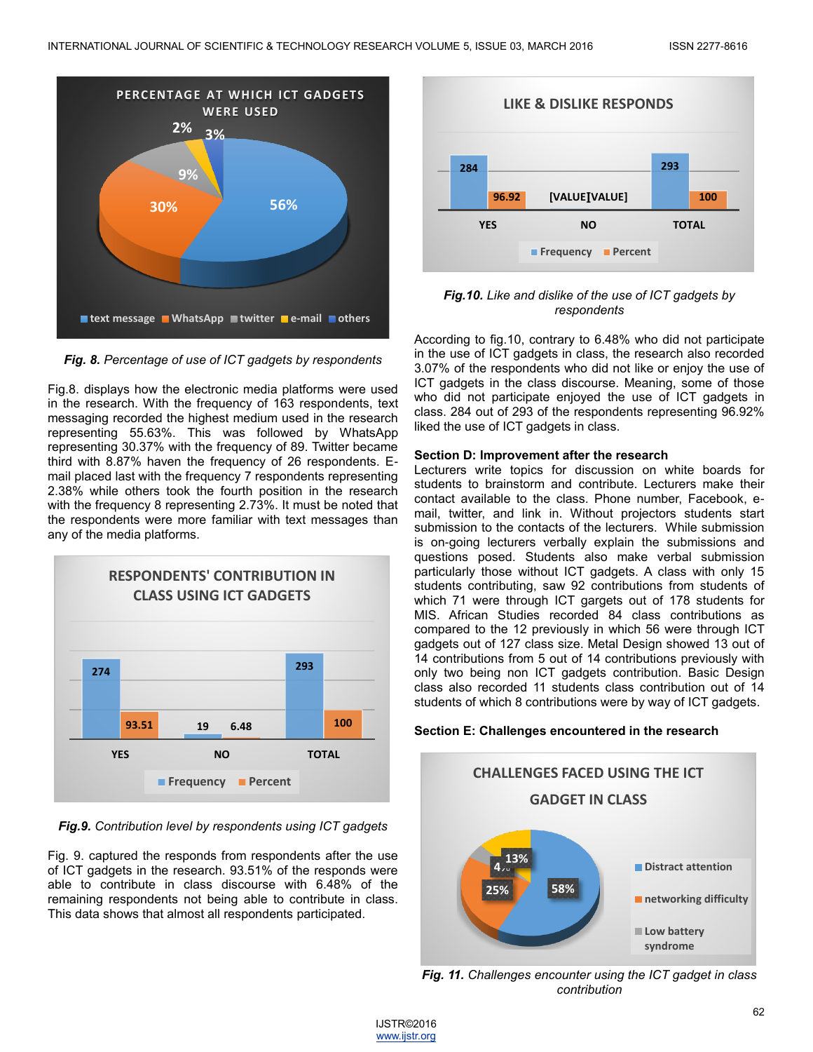*Fig. 8. Percentage of use of ICT gadgets by respondents*

Fig.8. displays how the electronic media platforms were used in the research. With the frequency of 163 respondents, text messaging recorded the highest medium used in the research representing 55.63%. This was followed by WhatsApp representing 30.37% with the frequency of 89. Twitter became third with 8.87% haven the frequency of 26 respondents. E-mail placed last with the frequency 7 respondents representing 2.38% while others took the fourth position in the research with the frequency 8 representing 2.73%. It must be noted that the respondents were more familiar with text messages than any of the media platforms.

*Fig.9. Contribution level by respondents using ICT gadgets*

Fig. 9. captured the responds from respondents after the use of ICT gadgets in the research. 93.51% of the responds were able to contribute in class discourse with 6.48% of the remaining respondents not being able to contribute in class. This data shows that almost all respondents participated.

*Fig.10. Like and dislike of the use of ICT gadgets by respondents*

According to fig.10, contrary to 6.48% who did not participate in the use of ICT gadgets in class, the research also recorded 3.07% of the respondents who did not like or enjoy the use of ICT gadgets in the class discourse. Meaning, some of those who did not participate enjoyed the use of ICT gadgets in class. 284 out of 293 of the respondents representing 96.92% liked the use of ICT gadgets in class.

**Section D: Improvement after the research**

Lecturers write topics for discussion on white boards for students to brainstorm and contribute. Lecturers make their contact available to the class. Phone number, Facebook, e-mail, twitter, and link in. Without projectors students start submission to the contacts of the lecturers. While submission is on-going lecturers verbally explain the submissions and questions posed. Students also make verbal submission particularly those without ICT gadgets. A class with only 15 students contributing, saw 92 contributions from students of which 71 were through ICT gargets out of 178 students for MIS. African Studies class recorded 84 class contributions as compared to the 12 previously in which 56 were through ICT gadgets out of 127 class size. Metal Design showed 13 out of 14 contributions from 5 out of 14 contributions previously with only two being non ICT gadgets contribution. Basic Design class also recorded 11 students class contribution out of 14 students of which 8 contributions were by way of ICT gadgets.

**Section E: Challenges encountered in the research**

*Fig. 11. Challenges encounter using the ICT gadget in class contribution*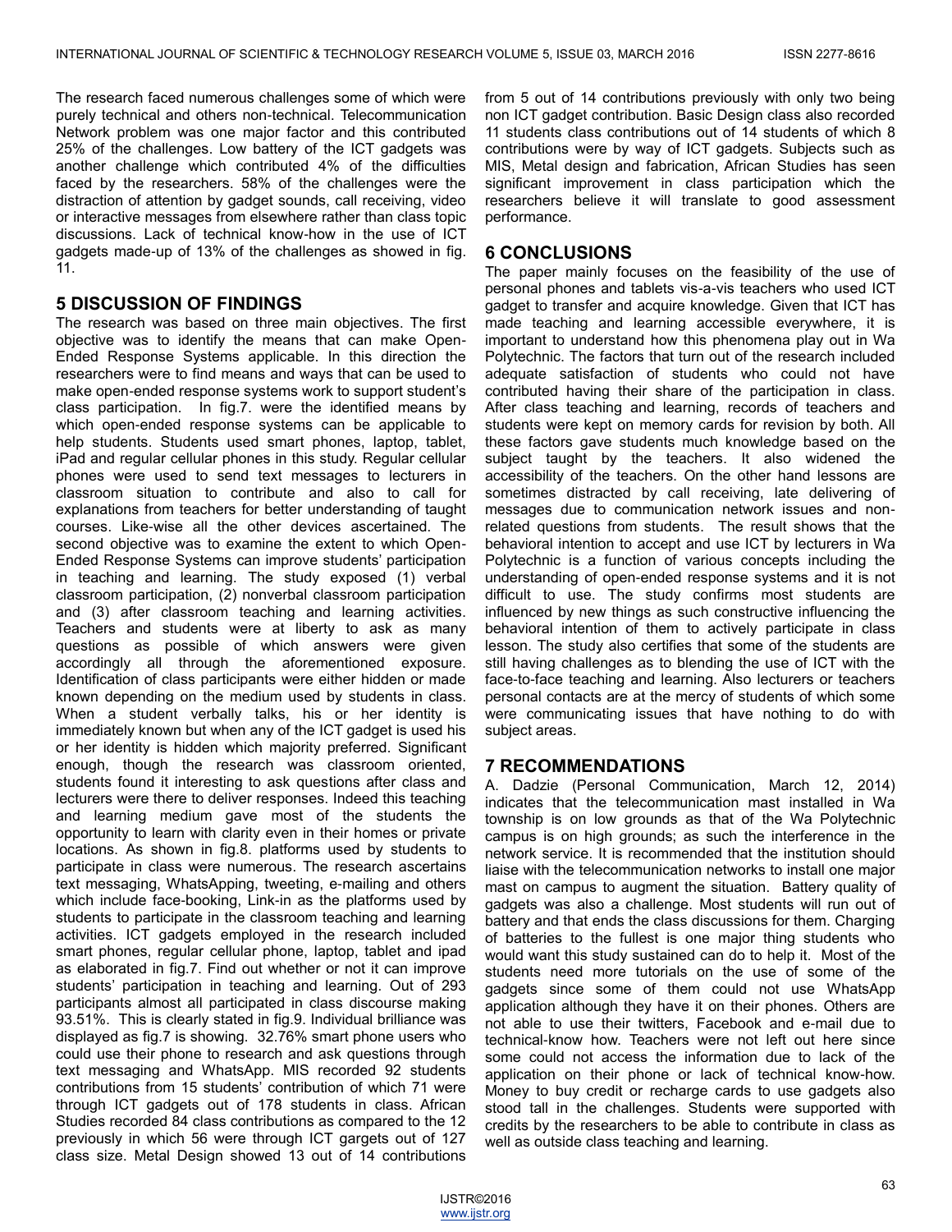The research faced numerous challenges some of which were purely technical and others non-technical. Telecommunication Network problem was one major factor and this contributed 25% of the challenges. Low battery of the ICT gadgets was another challenge which contributed 4% of the difficulties faced by the researchers. 58% of the challenges were the distraction of attention by gadget sounds, call receiving, video or interactive messages from elsewhere rather than class topic discussions. Lack of technical know-how in the use of ICT gadgets made-up of 13% of the challenges as showed in fig. 11.

## 5 DISCUSSION OF FINDINGS

The research was based on three main objectives. The first objective was to identify the means that can make Open-Ended Response Systems applicable. In this direction the researchers were to find means and ways that can be used to make open-ended response systems work to support student's class participation. In fig.7. were the identified means by which open-ended response systems can be applicable to help students. Students used smart phones, laptop, tablet, iPad and regular cellular phones in this study. Regular cellular phones were used to send text messages to lecturers in classroom situation to contribute and also to call for explanations from teachers for better understanding of taught courses. Like-wise all the other devices ascertained. The second objective was to examine the extent to which Open-Ended Response Systems can improve students' participation in teaching and learning. The study exposed (1) verbal classroom participation, (2) nonverbal classroom participation and (3) after classroom teaching and learning activities. Teachers and students were at liberty to ask as many questions as possible of which answers were given accordingly all through the aforementioned exposure. Identification of class participants were either hidden or made known depending on the medium used by students in class. When a student verbally talks, his or her identity is immediately known but when any of the ICT gadget is used his or her identity is hidden which majority preferred. Significant enough, though the research was classroom oriented, students found it interesting to ask questions after class and lecturers were there to deliver responses. Indeed this teaching and learning medium gave most of the students the opportunity to learn with clarity even in their homes or private locations. As shown in fig.8. platforms used by students to participate in class were numerous. The research ascertains text messaging, WhatsApping, tweeting, e-mailing and others which include face-booking, Link-in as the platforms used by students to participate in the classroom teaching and learning activities. ICT gadgets employed in the research included smart phones, regular cellular phone, laptop, tablet and ipad as elaborated in fig.7. Find out whether or not it can improve students' participation in teaching and learning. Out of 293 participants almost all participated in class discourse making 93.51%. This is clearly stated in fig.9. Individual brilliance was displayed as fig.7 is showing. 32.76% smart phone users who could use their phone to research and ask questions through text messaging and WhatsApp. MIS recorded 92 students contributions from 15 students' contribution of which 71 were through ICT gadgets out of 178 students in class. African Studies recorded 84 class contributions as compared to the 12 previously in which 56 were through ICT gargets out of 127 class size. Metal Design showed 13 out of 14 contributions from 5 out of 14 contributions previously with only two being non ICT gadget contribution. Basic Design class also recorded 11 students class contributions out of 14 students of which 8 contributions were by way of ICT gadgets. Subjects such as MIS, Metal design and fabrication, African Studies has seen significant improvement in class participation which the researchers believe it will translate to good assessment performance.

## 6 CONCLUSIONS

The paper mainly focuses on the feasibility of the use of personal phones and tablets vis-a-vis teachers who used ICT gadget to transfer and acquire knowledge. Given that ICT has made teaching and learning accessible everywhere, it is important to understand how this phenomena play out in Wa Polytechnic. The factors that turn out of the research included adequate satisfaction of students who could not have contributed having their share of the participation in class. After class teaching and learning, records of teachers and students were kept on memory cards for revision by both. All these factors gave students much knowledge based on the subject taught by the teachers. It also widened the accessibility of the teachers. On the other hand lessons are sometimes distracted by call receiving, late delivering of messages due to communication network issues and non-related questions from students. The result shows that the behavioral intention to accept and use ICT by lecturers in Wa Polytechnic is a function of various concepts including the understanding of open-ended response systems and it is not difficult to use. The study confirms most students are influenced by new things as such constructive influencing the behavioral intention of them to actively participate in class lesson. The study also certifies that some of the students are still having challenges as to blending the use of ICT with the face-to-face teaching and learning. Also lecturers or teachers personal contacts are at the mercy of students of which some were communicating issues that have nothing to do with subject areas.

## 7 RECOMMENDATIONS

A. Dadzie (Personal Communication, March 12, 2014) indicates that the telecommunication mast installed in Wa township is on low grounds as that of the Wa Polytechnic campus is on high grounds; as such the interference in the network service. It is recommended that the institution should liaise with the telecommunication networks to install one major mast on campus to augment the situation. Battery quality of gadgets was also a challenge. Most students will run out of battery and that ends the class discussions for them. Charging of batteries to the fullest is one major thing students who would want this study sustained can do to help it. Most of the students need more tutorials on the use of some of the gadgets since some of them could not use WhatsApp application although they have it on their phones. Others are not able to use their twitters, Facebook and e-mail due to technical-know how. Teachers were not left out here since some could not access the information due to lack of the application on their phone or lack of technical know-how. Money to buy credit or recharge cards to use gadgets also stood tall in the challenges. Students were supported with credits by the researchers to be able to contribute in class as well as outside class teaching and learning.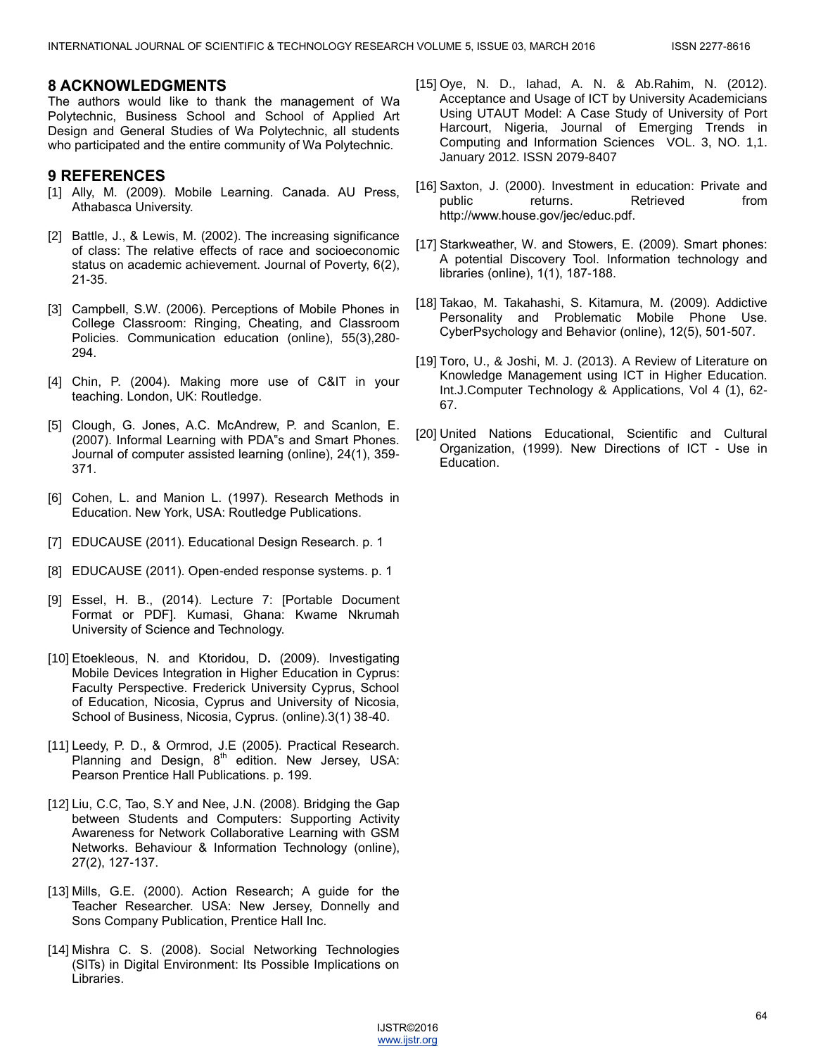## 8 ACKNOWLEDGMENTS

The authors would like to thank the management of Wa Polytechnic, Business School and School of Applied Art Design and General Studies of Wa Polytechnic, all students who participated and the entire community of Wa Polytechnic.

## 9 REFERENCES

[1] Ally, M. (2009). Mobile Learning. Canada. AU Press, Athabasca University.

[2] Battle, J., & Lewis, M. (2002). The increasing significance of class: The relative effects of race and socioeconomic status on academic achievement. Journal of Poverty, 6(2), 21-35.

[3] Campbell, S.W. (2006). Perceptions of Mobile Phones in College Classroom: Ringing, Cheating, and Classroom Policies. Communication education (online), 55(3),280-294.

[4] Chin, P. (2004). Making more use of C&IT in your teaching. London, UK: Routledge.

[5] Clough, G. Jones, A.C. McAndrew, P. and Scanlon, E. (2007). Informal Learning with PDA"s and Smart Phones. Journal of computer assisted learning (online), 24(1), 359-371.

[6] Cohen, L. and Manion L. (1997). Research Methods in Education. New York, USA: Routledge Publications.

[7] EDUCAUSE (2011). Educational Design Research. p. 1

[8] EDUCAUSE (2011). Open-ended response systems. p. 1

[9] Essel, H. B., (2014). Lecture 7: [Portable Document Format or PDF]. Kumasi, Ghana: Kwame Nkrumah University of Science and Technology.

[10] Etoekleous, N. and Ktoridou, D. (2009). Investigating Mobile Devices Integration in Higher Education in Cyprus: Faculty Perspective. Frederick University Cyprus, School of Education, Nicosia, Cyprus and University of Nicosia, School of Business, Nicosia, Cyprus. (online).3(1) 38-40.

[11] Leedy, P. D., & Ormrod, J.E (2005). Practical Research. Planning and Design, 8th edition. New Jersey, USA: Pearson Prentice Hall Publications. p. 199.

[12] Liu, C.C, Tao, S.Y and Nee, J.N. (2008). Bridging the Gap between Students and Computers: Supporting Activity Awareness for Network Collaborative Learning with GSM Networks. Behaviour & Information Technology (online), 27(2), 127-137.

[13] Mills, G.E. (2000). Action Research; A guide for the Teacher Researcher. USA: New Jersey, Donnelly and Sons Company Publication, Prentice Hall Inc.

[14] Mishra C. S. (2008). Social Networking Technologies (SITs) in Digital Environment: Its Possible Implications on Libraries.

[15] Oye, N. D., Iahad, A. N. & Ab.Rahim, N. (2012). Acceptance and Usage of ICT by University Academicians Using UTAUT Model: A Case Study of University of Port Harcourt, Nigeria, Journal of Emerging Trends in Computing and Information Sciences VOL. 3, NO. 1,1. January 2012. ISSN 2079-8407

[16] Saxton, J. (2000). Investment in education: Private and public returns. Retrieved from http://www.house.gov/jec/educ.pdf.

[17] Starkweather, W. and Stowers, E. (2009). Smart phones: A potential Discovery Tool. Information technology and libraries (online), 1(1), 187-188.

[18] Takao, M. Takahashi, S. Kitamura, M. (2009). Addictive Personality and Problematic Mobile Phone Use. CyberPsychology and Behavior (online), 12(5), 501-507.

[19] Toro, U., & Joshi, M. J. (2013). A Review of Literature on Knowledge Management using ICT in Higher Education. Int.J.Computer Technology & Applications, Vol 4 (1), 62-67.

[20] United Nations Educational, Scientific and Cultural Organization, (1999). New Directions of ICT - Use in Education.